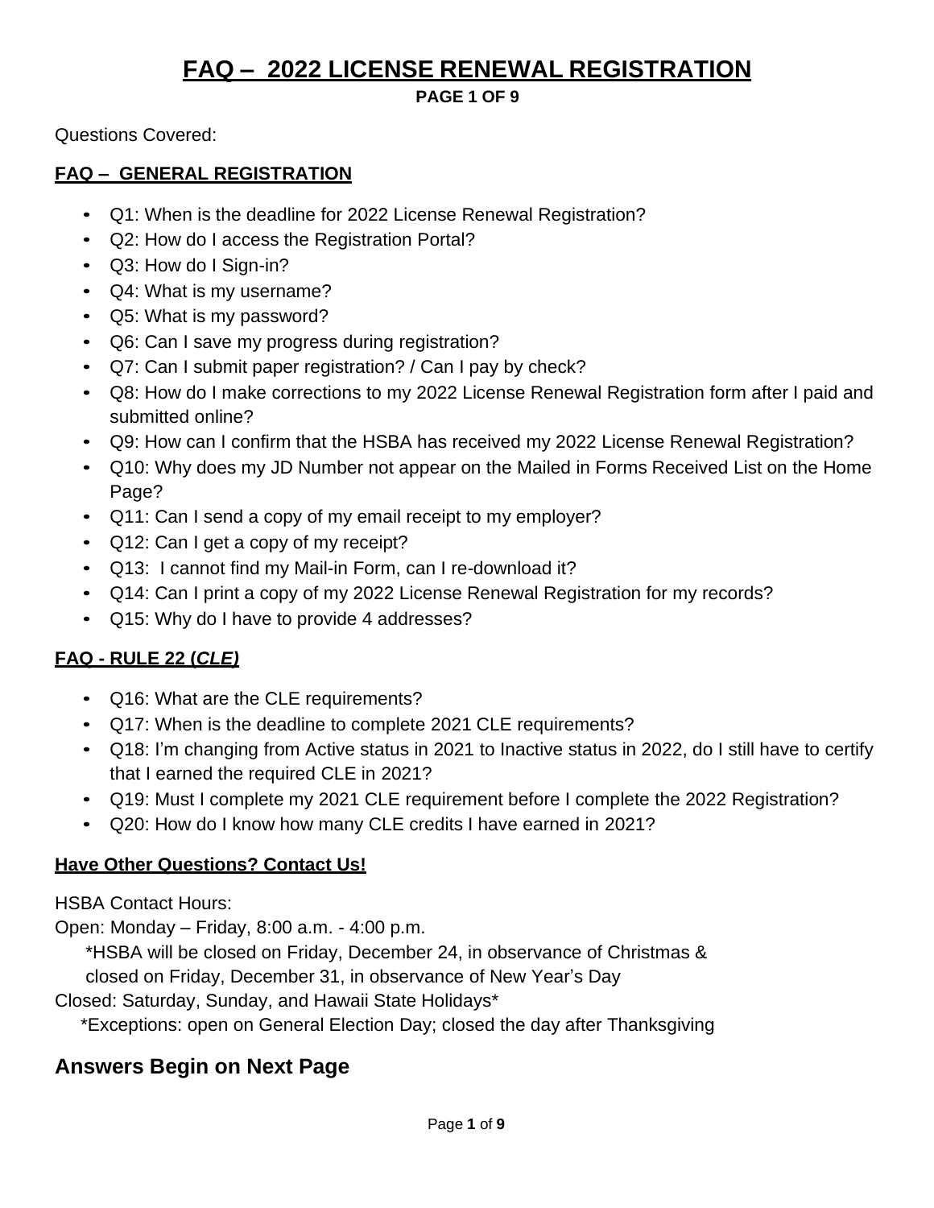# FAQ – 2022 LICENSE RENEWAL REGISTRATION

**PAGE 1 OF 9**

Questions Covered:

## FAQ – GENERAL REGISTRATION

- Q1: When is the deadline for 2022 License Renewal Registration?
- Q2: How do I access the Registration Portal?
- Q3: How do I Sign-in?
- Q4: What is my username?
- Q5: What is my password?
- Q6: Can I save my progress during registration?
- Q7: Can I submit paper registration? / Can I pay by check?
- Q8: How do I make corrections to my 2022 License Renewal Registration form after I paid and submitted online?
- Q9: How can I confirm that the HSBA has received my 2022 License Renewal Registration?
- Q10: Why does my JD Number not appear on the Mailed in Forms Received List on the Home Page?
- Q11: Can I send a copy of my email receipt to my employer?
- Q12: Can I get a copy of my receipt?
- Q13: I cannot find my Mail-in Form, can I re-download it?
- Q14: Can I print a copy of my 2022 License Renewal Registration for my records?
- Q15: Why do I have to provide 4 addresses?

## FAQ - RULE 22 (*CLE)*

- Q16: What are the CLE requirements?
- Q17: When is the deadline to complete 2021 CLE requirements?
- Q18: I'm changing from Active status in 2021 to Inactive status in 2022, do I still have to certify that I earned the required CLE in 2021?
- Q19: Must I complete my 2021 CLE requirement before I complete the 2022 Registration?
- Q20: How do I know how many CLE credits I have earned in 2021?

## Have Other Questions? Contact Us!

HSBA Contact Hours:

Open: Monday – Friday, 8:00 a.m. - 4:00 p.m.

*HSBA will be closed on Friday, December 24, in observance of Christmas & closed on Friday, December 31, in observance of New Year's Day

Closed: Saturday, Sunday, and Hawaii State Holidays*

*Exceptions: open on General Election Day; closed the day after Thanksgiving

## Answers Begin on Next Page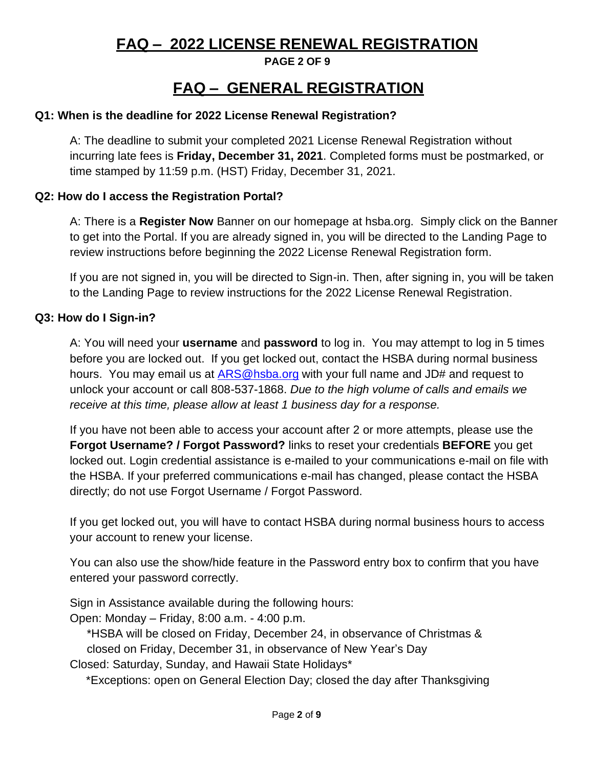# FAQ – 2022 LICENSE RENEWAL REGISTRATION

**PAGE 2 OF 9**

# FAQ – GENERAL REGISTRATION

### Q1: When is the deadline for 2022 License Renewal Registration?

A: The deadline to submit your completed 2021 License Renewal Registration without incurring late fees is **Friday, December 31, 2021**. Completed forms must be postmarked, or time stamped by 11:59 p.m. (HST) Friday, December 31, 2021.

### Q2: How do I access the Registration Portal?

A: There is a **Register Now** Banner on our homepage at hsba.org. Simply click on the Banner to get into the Portal. If you are already signed in, you will be directed to the Landing Page to review instructions before beginning the 2022 License Renewal Registration form.

If you are not signed in, you will be directed to Sign-in. Then, after signing in, you will be taken to the Landing Page to review instructions for the 2022 License Renewal Registration.

### Q3: How do I Sign-in?

A: You will need your **username** and **password** to log in. You may attempt to log in 5 times before you are locked out. If you get locked out, contact the HSBA during normal business hours. You may email us at ARS@hsba.org with your full name and JD# and request to unlock your account or call 808-537-1868. *Due to the high volume of calls and emails we receive at this time, please allow at least 1 business day for a response.*

If you have not been able to access your account after 2 or more attempts, please use the **Forgot Username? / Forgot Password?** links to reset your credentials **BEFORE** you get locked out. Login credential assistance is e-mailed to your communications e-mail on file with the HSBA. If your preferred communications e-mail has changed, please contact the HSBA directly; do not use Forgot Username / Forgot Password.

If you get locked out, you will have to contact HSBA during normal business hours to access your account to renew your license.

You can also use the show/hide feature in the Password entry box to confirm that you have entered your password correctly.

Sign in Assistance available during the following hours:
Open: Monday – Friday, 8:00 a.m. - 4:00 p.m.
 *HSBA will be closed on Friday, December 24, in observance of Christmas & closed on Friday, December 31, in observance of New Year's Day
Closed: Saturday, Sunday, and Hawaii State Holidays*
 *Exceptions: open on General Election Day; closed the day after Thanksgiving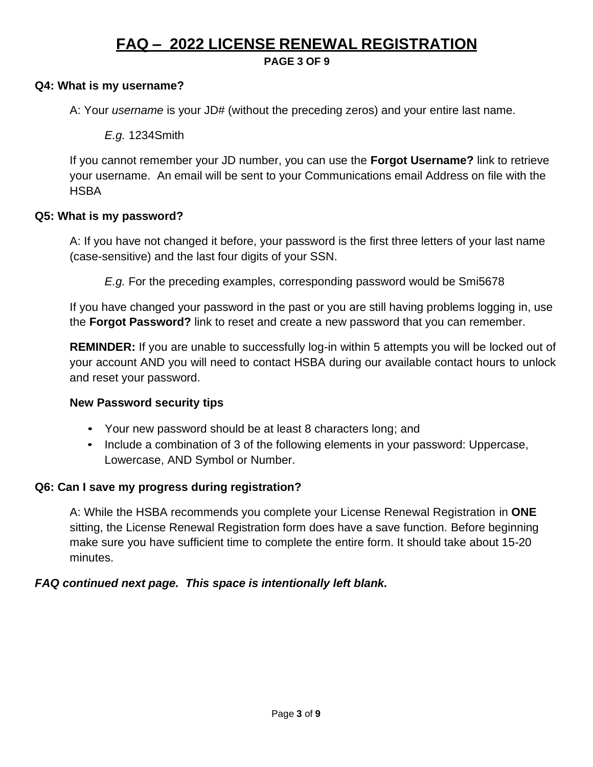# FAQ – 2022 LICENSE RENEWAL REGISTRATION

**PAGE 3 OF 9**

**Q4: What is my username?**

A: Your *username* is your JD# (without the preceding zeros) and your entire last name.

*E.g.* 1234Smith

If you cannot remember your JD number, you can use the **Forgot Username?** link to retrieve your username. An email will be sent to your Communications email Address on file with the HSBA

**Q5: What is my password?**

A: If you have not changed it before, your password is the first three letters of your last name (case-sensitive) and the last four digits of your SSN.

*E.g.* For the preceding examples, corresponding password would be Smi5678

If you have changed your password in the past or you are still having problems logging in, use the **Forgot Password?** link to reset and create a new password that you can remember.

**REMINDER:** If you are unable to successfully log-in within 5 attempts you will be locked out of your account AND you will need to contact HSBA during our available contact hours to unlock and reset your password.

**New Password security tips**

- Your new password should be at least 8 characters long; and
- Include a combination of 3 of the following elements in your password: Uppercase, Lowercase, AND Symbol or Number.

**Q6: Can I save my progress during registration?**

A: While the HSBA recommends you complete your License Renewal Registration in **ONE** sitting, the License Renewal Registration form does have a save function. Before beginning make sure you have sufficient time to complete the entire form. It should take about 15-20 minutes.

***FAQ continued next page. This space is intentionally left blank.***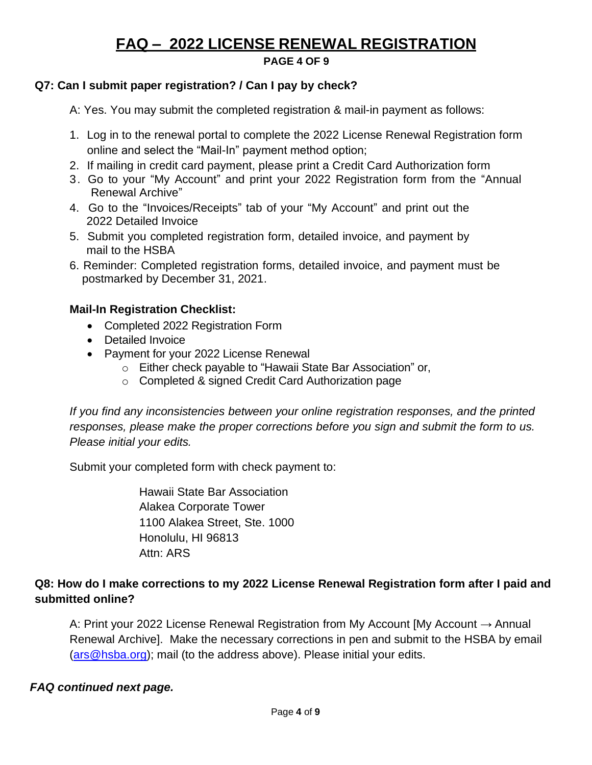# FAQ – 2022 LICENSE RENEWAL REGISTRATION

**PAGE 4 OF 9**

### Q7: Can I submit paper registration? / Can I pay by check?

A: Yes. You may submit the completed registration & mail-in payment as follows:

1. Log in to the renewal portal to complete the 2022 License Renewal Registration form online and select the "Mail-In" payment method option;
2. If mailing in credit card payment, please print a Credit Card Authorization form
3. Go to your "My Account" and print your 2022 Registration form from the "Annual Renewal Archive"
4. Go to the "Invoices/Receipts" tab of your "My Account" and print out the 2022 Detailed Invoice
5. Submit you completed registration form, detailed invoice, and payment by mail to the HSBA
6. Reminder: Completed registration forms, detailed invoice, and payment must be postmarked by December 31, 2021.

**Mail-In Registration Checklist:**

- Completed 2022 Registration Form
- Detailed Invoice
- Payment for your 2022 License Renewal
  - Either check payable to "Hawaii State Bar Association" or,
  - Completed & signed Credit Card Authorization page

*If you find any inconsistencies between your online registration responses, and the printed responses, please make the proper corrections before you sign and submit the form to us. Please initial your edits.*

Submit your completed form with check payment to:

Hawaii State Bar Association
Alakea Corporate Tower
1100 Alakea Street, Ste. 1000
Honolulu, HI 96813
Attn: ARS

### Q8: How do I make corrections to my 2022 License Renewal Registration form after I paid and submitted online?

A: Print your 2022 License Renewal Registration from My Account [My Account → Annual Renewal Archive]. Make the necessary corrections in pen and submit to the HSBA by email (ars@hsba.org); mail (to the address above). Please initial your edits.

***FAQ continued next page.***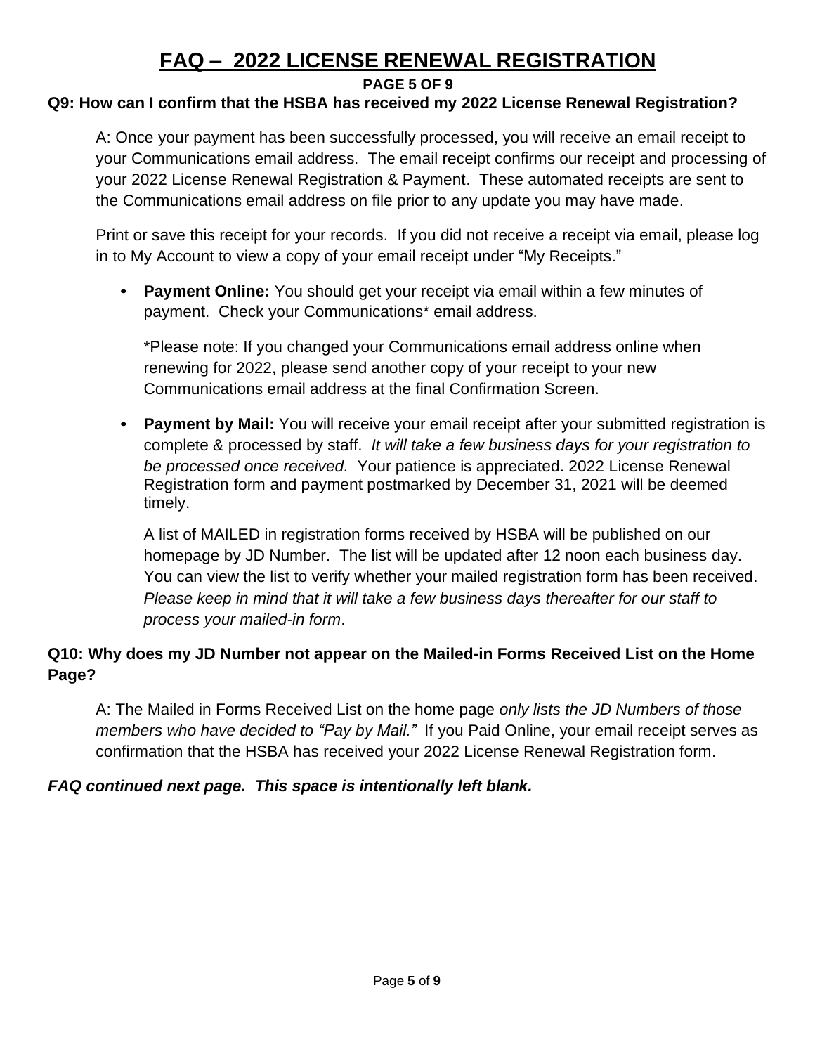# FAQ – 2022 LICENSE RENEWAL REGISTRATION

**PAGE 5 OF 9**

**Q9: How can I confirm that the HSBA has received my 2022 License Renewal Registration?**

A: Once your payment has been successfully processed, you will receive an email receipt to your Communications email address. The email receipt confirms our receipt and processing of your 2022 License Renewal Registration & Payment. These automated receipts are sent to the Communications email address on file prior to any update you may have made.

Print or save this receipt for your records. If you did not receive a receipt via email, please log in to My Account to view a copy of your email receipt under "My Receipts."

- **Payment Online:** You should get your receipt via email within a few minutes of payment. Check your Communications* email address.

  *Please note: If you changed your Communications email address online when renewing for 2022, please send another copy of your receipt to your new Communications email address at the final Confirmation Screen.

- **Payment by Mail:** You will receive your email receipt after your submitted registration is complete & processed by staff. *It will take a few business days for your registration to be processed once received.* Your patience is appreciated. 2022 License Renewal Registration form and payment postmarked by December 31, 2021 will be deemed timely.

  A list of MAILED in registration forms received by HSBA will be published on our homepage by JD Number. The list will be updated after 12 noon each business day. You can view the list to verify whether your mailed registration form has been received. *Please keep in mind that it will take a few business days thereafter for our staff to process your mailed-in form*.

**Q10: Why does my JD Number not appear on the Mailed-in Forms Received List on the Home Page?**

A: The Mailed in Forms Received List on the home page *only lists the JD Numbers of those members who have decided to "Pay by Mail."* If you Paid Online, your email receipt serves as confirmation that the HSBA has received your 2022 License Renewal Registration form.

***FAQ continued next page. This space is intentionally left blank.***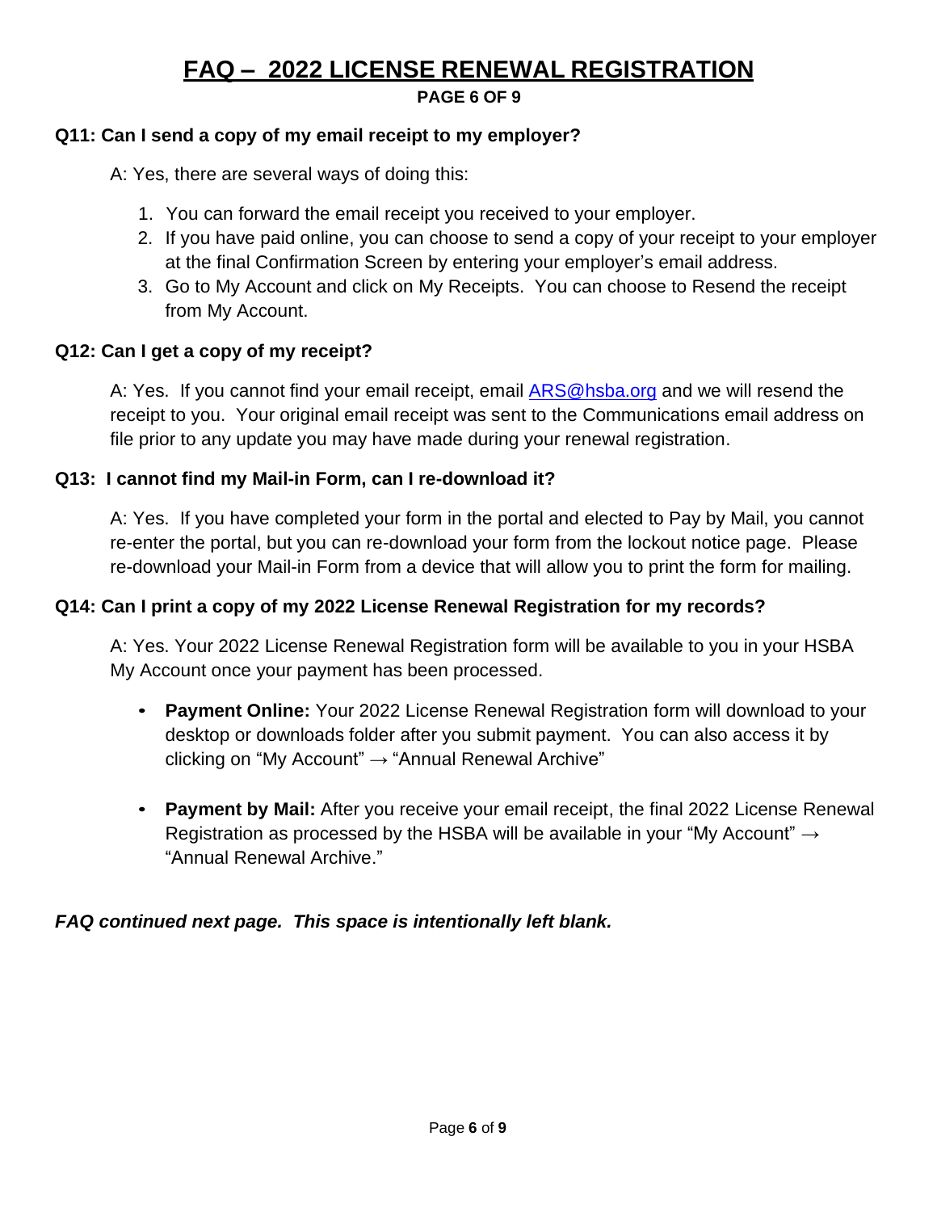# FAQ – 2022 LICENSE RENEWAL REGISTRATION

**PAGE 6 OF 9**

**Q11: Can I send a copy of my email receipt to my employer?**

A: Yes, there are several ways of doing this:

1. You can forward the email receipt you received to your employer.
2. If you have paid online, you can choose to send a copy of your receipt to your employer at the final Confirmation Screen by entering your employer's email address.
3. Go to My Account and click on My Receipts. You can choose to Resend the receipt from My Account.

**Q12: Can I get a copy of my receipt?**

A: Yes. If you cannot find your email receipt, email ARS@hsba.org and we will resend the receipt to you. Your original email receipt was sent to the Communications email address on file prior to any update you may have made during your renewal registration.

**Q13: I cannot find my Mail-in Form, can I re-download it?**

A: Yes. If you have completed your form in the portal and elected to Pay by Mail, you cannot re-enter the portal, but you can re-download your form from the lockout notice page. Please re-download your Mail-in Form from a device that will allow you to print the form for mailing.

**Q14: Can I print a copy of my 2022 License Renewal Registration for my records?**

A: Yes. Your 2022 License Renewal Registration form will be available to you in your HSBA My Account once your payment has been processed.

- **Payment Online:** Your 2022 License Renewal Registration form will download to your desktop or downloads folder after you submit payment. You can also access it by clicking on "My Account" → "Annual Renewal Archive"

- **Payment by Mail:** After you receive your email receipt, the final 2022 License Renewal Registration as processed by the HSBA will be available in your "My Account" → "Annual Renewal Archive."

***FAQ continued next page. This space is intentionally left blank.***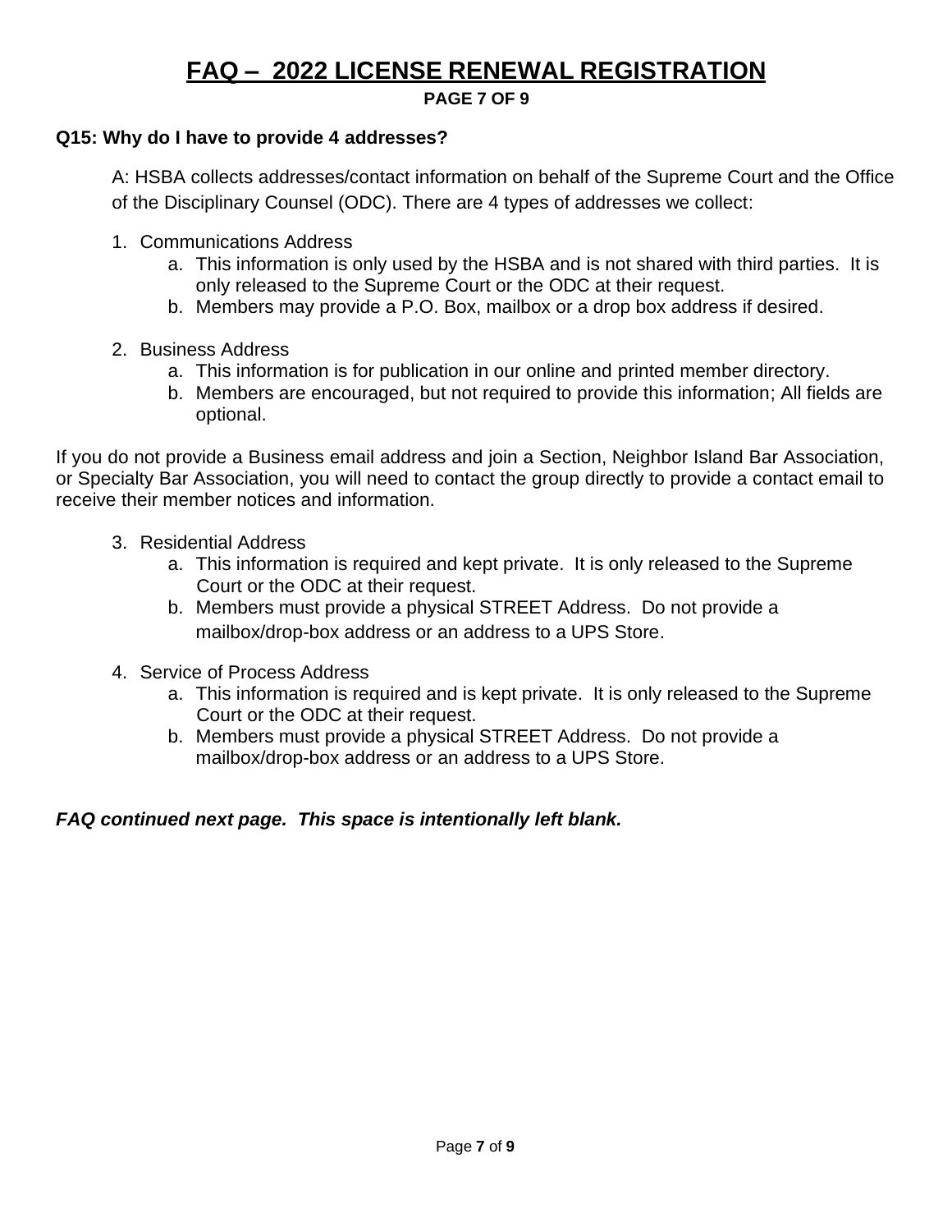# FAQ – 2022 LICENSE RENEWAL REGISTRATION

**PAGE 7 OF 9**

**Q15: Why do I have to provide 4 addresses?**

A: HSBA collects addresses/contact information on behalf of the Supreme Court and the Office of the Disciplinary Counsel (ODC). There are 4 types of addresses we collect:

1. Communications Address
   a. This information is only used by the HSBA and is not shared with third parties. It is only released to the Supreme Court or the ODC at their request.
   b. Members may provide a P.O. Box, mailbox or a drop box address if desired.

2. Business Address
   a. This information is for publication in our online and printed member directory.
   b. Members are encouraged, but not required to provide this information; All fields are optional.

If you do not provide a Business email address and join a Section, Neighbor Island Bar Association, or Specialty Bar Association, you will need to contact the group directly to provide a contact email to receive their member notices and information.

3. Residential Address
   a. This information is required and kept private. It is only released to the Supreme Court or the ODC at their request.
   b. Members must provide a physical STREET Address. Do not provide a mailbox/drop-box address or an address to a UPS Store.

4. Service of Process Address
   a. This information is required and is kept private. It is only released to the Supreme Court or the ODC at their request.
   b. Members must provide a physical STREET Address. Do not provide a mailbox/drop-box address or an address to a UPS Store.

***FAQ continued next page. This space is intentionally left blank.***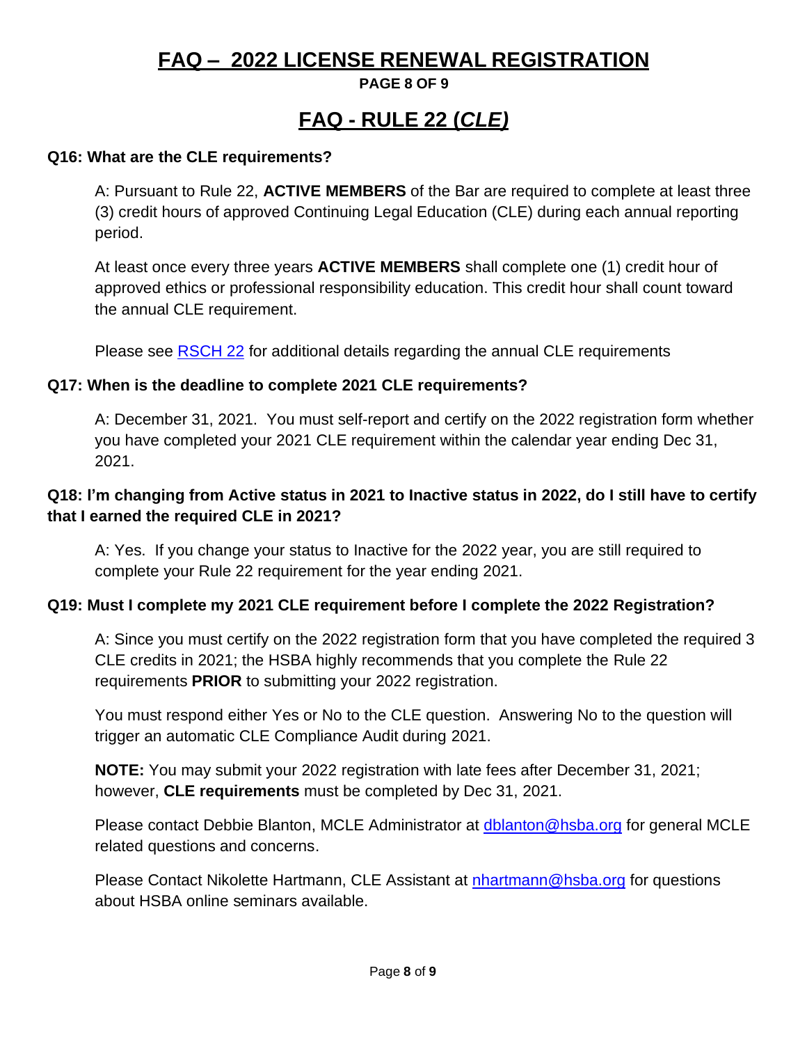# FAQ – 2022 LICENSE RENEWAL REGISTRATION

**PAGE 8 OF 9**

## FAQ - RULE 22 (*CLE)*

**Q16: What are the CLE requirements?**

A: Pursuant to Rule 22, **ACTIVE MEMBERS** of the Bar are required to complete at least three (3) credit hours of approved Continuing Legal Education (CLE) during each annual reporting period.

At least once every three years **ACTIVE MEMBERS** shall complete one (1) credit hour of approved ethics or professional responsibility education. This credit hour shall count toward the annual CLE requirement.

Please see [RSCH 22](RSCH 22) for additional details regarding the annual CLE requirements

**Q17: When is the deadline to complete 2021 CLE requirements?**

A: December 31, 2021. You must self-report and certify on the 2022 registration form whether you have completed your 2021 CLE requirement within the calendar year ending Dec 31, 2021.

**Q18: I'm changing from Active status in 2021 to Inactive status in 2022, do I still have to certify that I earned the required CLE in 2021?**

A: Yes. If you change your status to Inactive for the 2022 year, you are still required to complete your Rule 22 requirement for the year ending 2021.

**Q19: Must I complete my 2021 CLE requirement before I complete the 2022 Registration?**

A: Since you must certify on the 2022 registration form that you have completed the required 3 CLE credits in 2021; the HSBA highly recommends that you complete the Rule 22 requirements **PRIOR** to submitting your 2022 registration.

You must respond either Yes or No to the CLE question. Answering No to the question will trigger an automatic CLE Compliance Audit during 2021.

**NOTE:** You may submit your 2022 registration with late fees after December 31, 2021; however, **CLE requirements** must be completed by Dec 31, 2021.

Please contact Debbie Blanton, MCLE Administrator at dblanton@hsba.org for general MCLE related questions and concerns.

Please Contact Nikolette Hartmann, CLE Assistant at nhartmann@hsba.org for questions about HSBA online seminars available.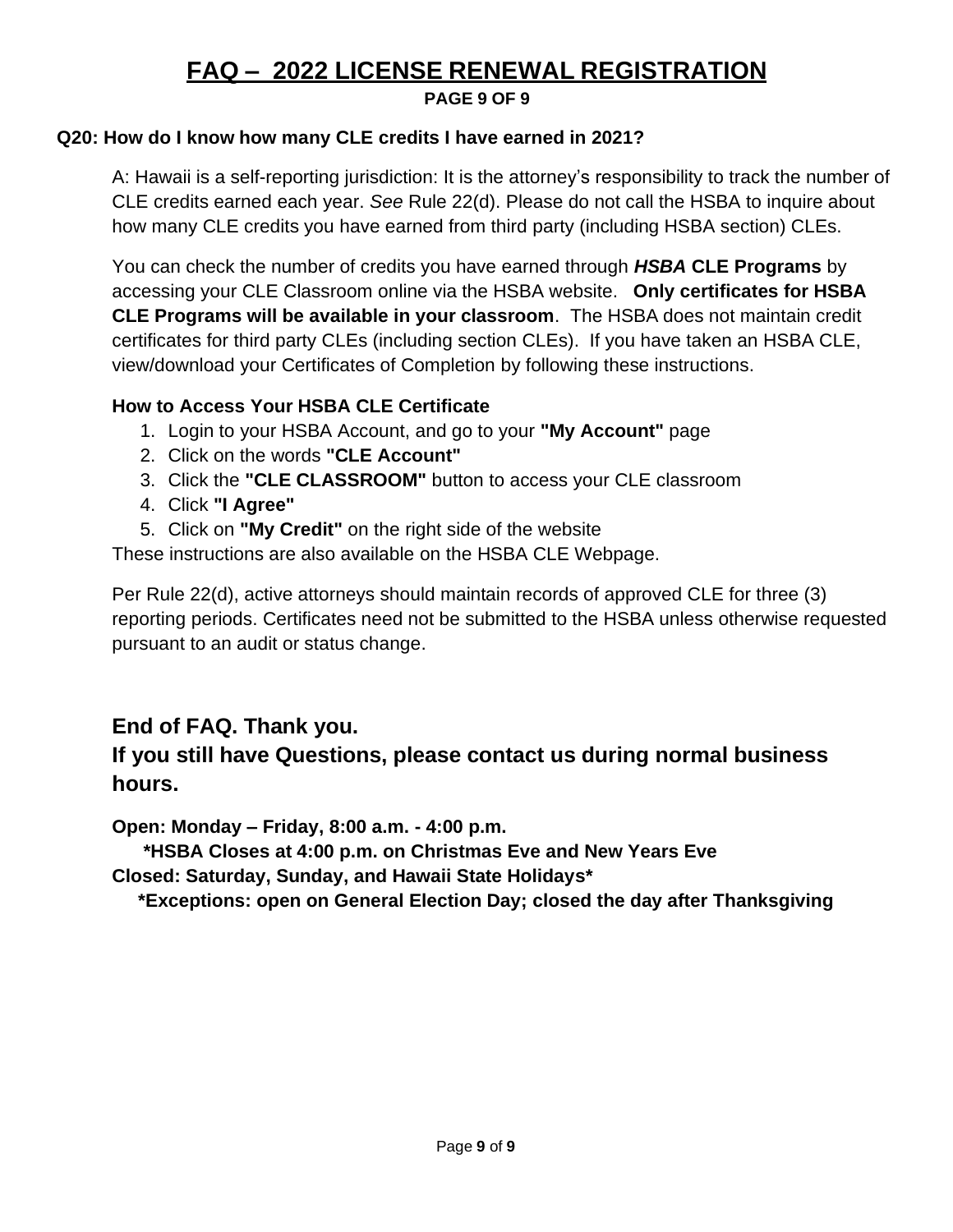# FAQ – 2022 LICENSE RENEWAL REGISTRATION

**PAGE 9 OF 9**

**Q20: How do I know how many CLE credits I have earned in 2021?**

A: Hawaii is a self-reporting jurisdiction: It is the attorney's responsibility to track the number of CLE credits earned each year. *See* Rule 22(d). Please do not call the HSBA to inquire about how many CLE credits you have earned from third party (including HSBA section) CLEs.

You can check the number of credits you have earned through ***HSBA*** **CLE Programs** by accessing your CLE Classroom online via the HSBA website. **Only certificates for HSBA CLE Programs will be available in your classroom**. The HSBA does not maintain credit certificates for third party CLEs (including section CLEs). If you have taken an HSBA CLE, view/download your Certificates of Completion by following these instructions.

**How to Access Your HSBA CLE Certificate**

1. Login to your HSBA Account, and go to your **"My Account"** page
2. Click on the words **"CLE Account"**
3. Click the **"CLE CLASSROOM"** button to access your CLE classroom
4. Click **"I Agree"**
5. Click on **"My Credit"** on the right side of the website

These instructions are also available on the HSBA CLE Webpage.

Per Rule 22(d), active attorneys should maintain records of approved CLE for three (3) reporting periods. Certificates need not be submitted to the HSBA unless otherwise requested pursuant to an audit or status change.

## End of FAQ. Thank you.

## If you still have Questions, please contact us during normal business hours.

**Open: Monday – Friday, 8:00 a.m. - 4:00 p.m.**

**\*HSBA Closes at 4:00 p.m. on Christmas Eve and New Years Eve**

**Closed: Saturday, Sunday, and Hawaii State Holidays\***

**\*Exceptions: open on General Election Day; closed the day after Thanksgiving**